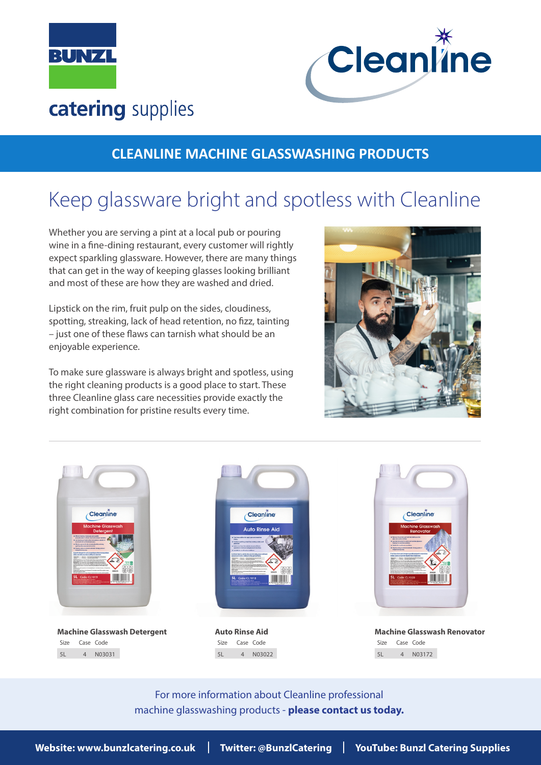BUNZL

catering supplies

Cleanline

## CLEANLINE MACHINE GLASSWASHING PRODUCTS

# Keep glassware bright and spotless with Cleanline

Whether you are serving a pint at a local pub or pouring wine in a fine-dining restaurant, every customer will rightly expect sparkling glassware. However, there are many things that can get in the way of keeping glasses looking brilliant and most of these are how they are washed and dried.

Lipstick on the rim, fruit pulp on the sides, cloudiness, spotting, streaking, lack of head retention, no fizz, tainting – just one of these flaws can tarnish what should be an enjoyable experience.

To make sure glassware is always bright and spotless, using the right cleaning products is a good place to start. These three Cleanline glass care necessities provide exactly the right combination for pristine results every time.

**Machine Glasswash Detergent**

| Size | Case | Code |
|---|---|---|
| 5L | 4 | N03031 |

**Auto Rinse Aid**

| Size | Case | Code |
|---|---|---|
| 5L | 4 | N03022 |

**Machine Glasswash Renovator**

| Size | Case | Code |
|---|---|---|
| 5L | 4 | N03172 |

For more information about Cleanline professional machine glasswashing products - **please contact us today.**

**Website: www.bunzlcatering.co.uk | Twitter: @BunzlCatering | YouTube: Bunzl Catering Supplies**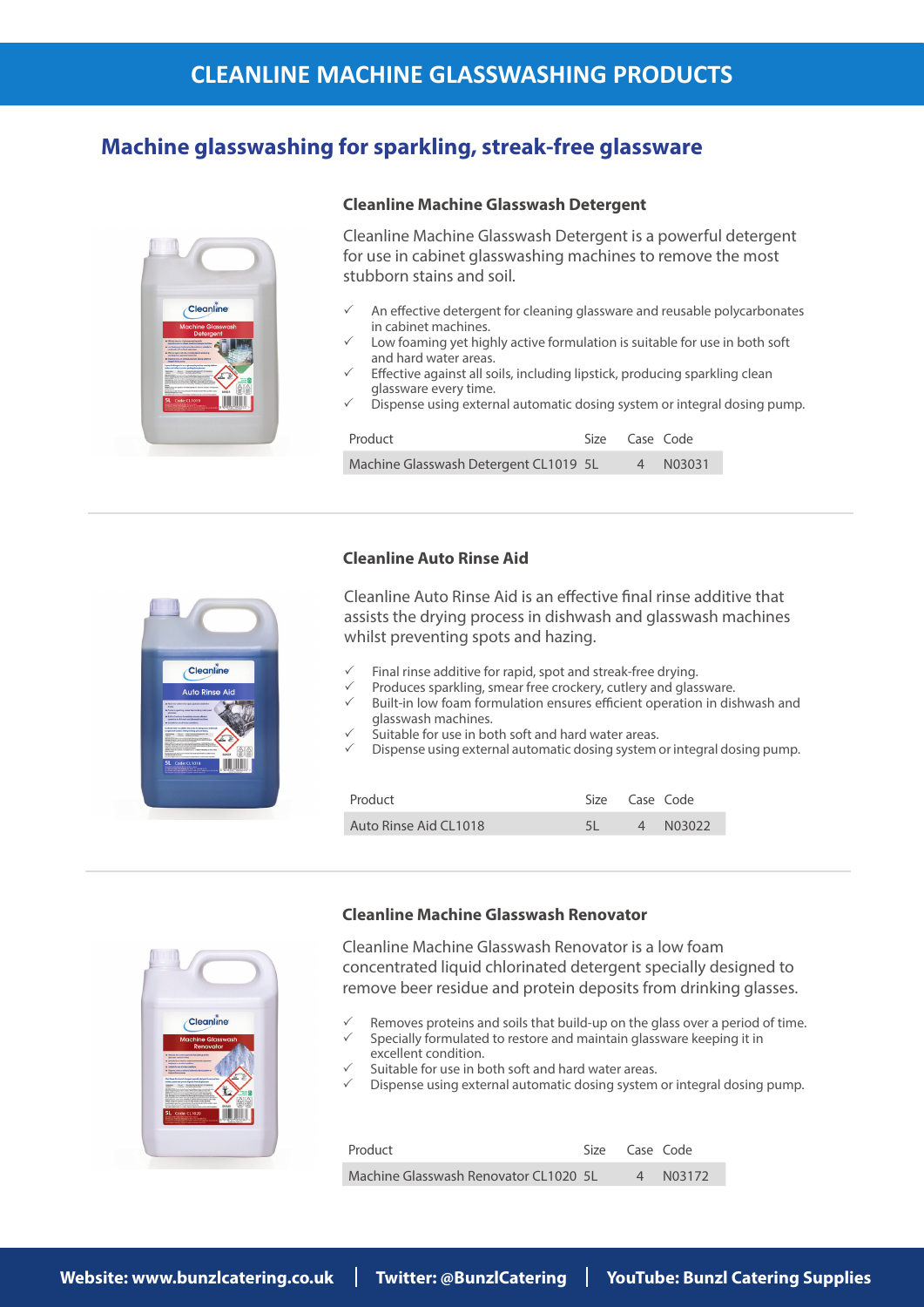# CLEANLINE MACHINE GLASSWASHING PRODUCTS

## Machine glasswashing for sparkling, streak-free glassware

### Cleanline Machine Glasswash Detergent

Cleanline Machine Glasswash Detergent is a powerful detergent for use in cabinet glasswashing machines to remove the most stubborn stains and soil.

- ✓ An effective detergent for cleaning glassware and reusable polycarbonates in cabinet machines.
- ✓ Low foaming yet highly active formulation is suitable for use in both soft and hard water areas.
- ✓ Effective against all soils, including lipstick, producing sparkling clean glassware every time.
- ✓ Dispense using external automatic dosing system or integral dosing pump.

| Product | Size | Case | Code |
|---|---|---|---|
| Machine Glasswash Detergent CL1019 | 5L | 4 | N03031 |

### Cleanline Auto Rinse Aid

Cleanline Auto Rinse Aid is an effective final rinse additive that assists the drying process in dishwash and glasswash machines whilst preventing spots and hazing.

- ✓ Final rinse additive for rapid, spot and streak-free drying.
- ✓ Produces sparkling, smear free crockery, cutlery and glassware.
- ✓ Built-in low foam formulation ensures efficient operation in dishwash and glasswash machines.
- ✓ Suitable for use in both soft and hard water areas.
- ✓ Dispense using external automatic dosing system or integral dosing pump.

| Product | Size | Case | Code |
|---|---|---|---|
| Auto Rinse Aid CL1018 | 5L | 4 | N03022 |

### Cleanline Machine Glasswash Renovator

Cleanline Machine Glasswash Renovator is a low foam concentrated liquid chlorinated detergent specially designed to remove beer residue and protein deposits from drinking glasses.

- ✓ Removes proteins and soils that build-up on the glass over a period of time.
- ✓ Specially formulated to restore and maintain glassware keeping it in excellent condition.
- ✓ Suitable for use in both soft and hard water areas.
- ✓ Dispense using external automatic dosing system or integral dosing pump.

| Product | Size | Case | Code |
|---|---|---|---|
| Machine Glasswash Renovator CL1020 | 5L | 4 | N03172 |

**Website: www.bunzlcatering.co.uk** | **Twitter: @BunzlCatering** | **YouTube: Bunzl Catering Supplies**